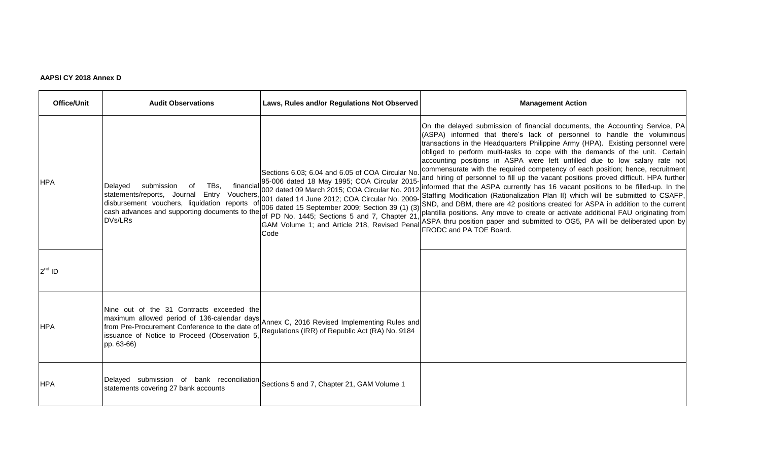**AAPSI CY 2018 Annex D**

| Office/Unit | Audit Observations | Laws, Rules and/or Regulations Not Observed | Management Action |
|---|---|---|---|
| HPA | Delayed submission of TBs, financial statements/reports, Journal Entry Vouchers, disbursement vouchers, liquidation reports of cash advances and supporting documents to the DVs/LRs | Sections 6.03; 6.04 and 6.05 of COA Circular No. 95-006 dated 18 May 1995; COA Circular 2015-002 dated 09 March 2015; COA Circular No. 2012-001 dated 14 June 2012; COA Circular No. 2009-006 dated 15 September 2009; Section 39 (1) (3) of PD No. 1445; Sections 5 and 7, Chapter 21, GAM Volume 1; and Article 218, Revised Penal Code | On the delayed submission of financial documents, the Accounting Service, PA (ASPA) informed that there's lack of personnel to handle the voluminous transactions in the Headquarters Philippine Army (HPA). Existing personnel were obliged to perform multi-tasks to cope with the demands of the unit. Certain accounting positions in ASPA were left unfilled due to low salary rate not commensurate with the required competency of each position; hence, recruitment and hiring of personnel to fill up the vacant positions proved difficult. HPA further informed that the ASPA currently has 16 vacant positions to be filled-up. In the Staffing Modification (Rationalization Plan II) which will be submitted to CSAFP, SND, and DBM, there are 42 positions created for ASPA in addition to the current plantilla positions. Any move to create or activate additional FAU originating from ASPA thru position paper and submitted to OG5, PA will be deliberated upon by FRODC and PA TOE Board. |
| 2nd ID | | | |
| HPA | Nine out of the 31 Contracts exceeded the maximum allowed period of 136-calendar days from Pre-Procurement Conference to the date of issuance of Notice to Proceed (Observation 5, pp. 63-66) | Annex C, 2016 Revised Implementing Rules and Regulations (IRR) of Republic Act (RA) No. 9184 | |
| HPA | Delayed submission of bank reconciliation statements covering 27 bank accounts | Sections 5 and 7, Chapter 21, GAM Volume 1 | |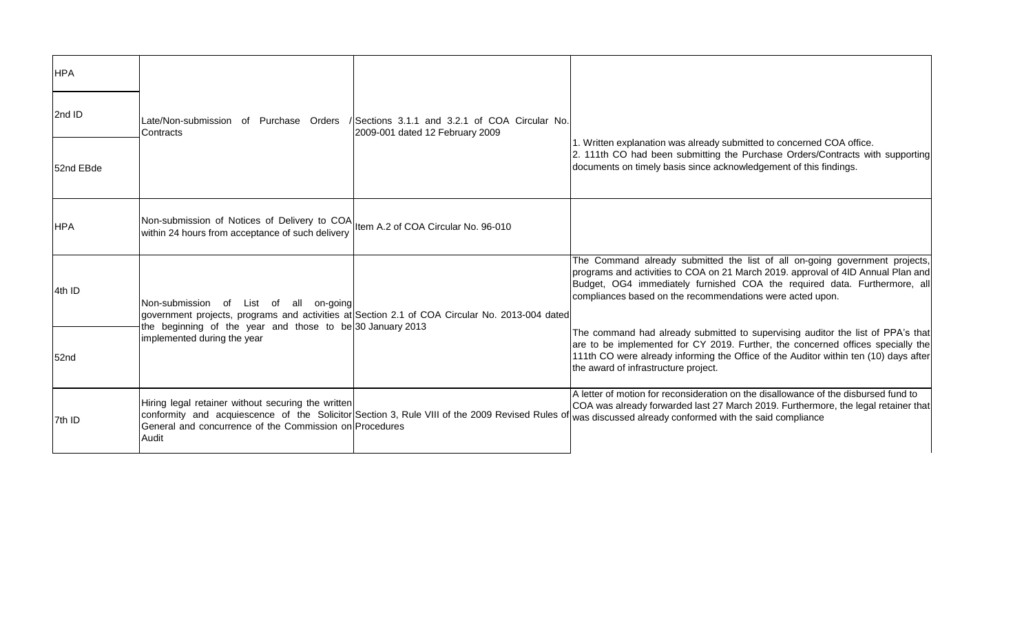| | | | |
|---|---|---|---|
| HPA | Late/Non-submission of Purchase Orders / Contracts | Sections 3.1.1 and 3.2.1 of COA Circular No. 2009-001 dated 12 February 2009 | |
| 2nd ID | | | 1. Written explanation was already submitted to concerned COA office.<br>2. 111th CO had been submitting the Purchase Orders/Contracts with supporting documents on timely basis since acknowledgement of this findings. |
| 52nd EBde | | | |
| HPA | Non-submission of Notices of Delivery to COA within 24 hours from acceptance of such delivery | Item A.2 of COA Circular No. 96-010 | |
| 4th ID | Non-submission of List of all on-going government projects, programs and activities at the beginning of the year and those to be implemented during the year | Section 2.1 of COA Circular No. 2013-004 dated 30 January 2013 | The Command already submitted the list of all on-going government projects, programs and activities to COA on 21 March 2019. approval of 4ID Annual Plan and Budget, OG4 immediately furnished COA the required data. Furthermore, all compliances based on the recommendations were acted upon. |
| 52nd | | | The command had already submitted to supervising auditor the list of PPA's that are to be implemented for CY 2019. Further, the concerned offices specially the 111th CO were already informing the Office of the Auditor within ten (10) days after the award of infrastructure project. |
| 7th ID | Hiring legal retainer without securing the written conformity and acquiescence of the Solicitor General and concurrence of the Commission on Audit | Section 3, Rule VIII of the 2009 Revised Rules of Procedures | A letter of motion for reconsideration on the disallowance of the disbursed fund to COA was already forwarded last 27 March 2019. Furthermore, the legal retainer that was discussed already conformed with the said compliance |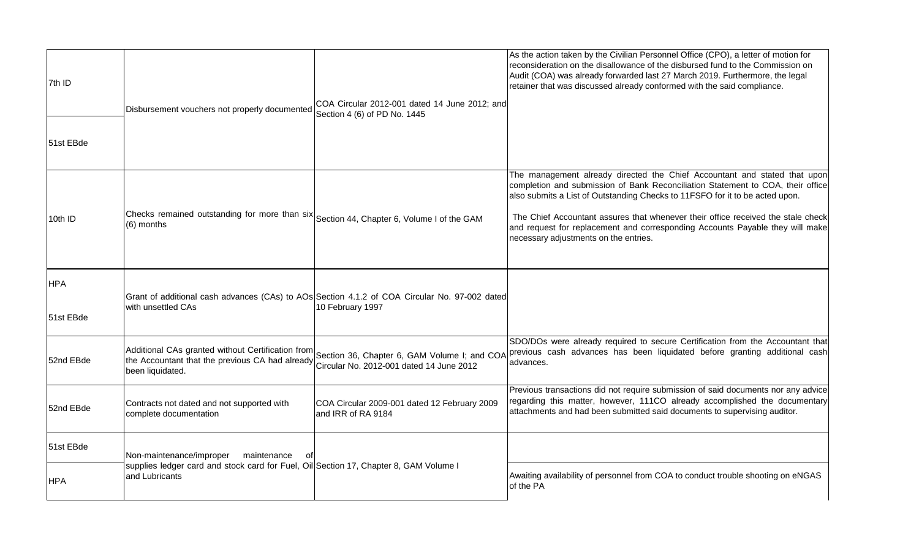| | | | |
|---|---|---|---|
| 7th ID<br><br>51st EBde | Disbursement vouchers not properly documented | COA Circular 2012-001 dated 14 June 2012; and Section 4 (6) of PD No. 1445 | As the action taken by the Civilian Personnel Office (CPO), a letter of motion for reconsideration on the disallowance of the disbursed fund to the Commission on Audit (COA) was already forwarded last 27 March 2019. Furthermore, the legal retainer that was discussed already conformed with the said compliance. |
| 10th ID | Checks remained outstanding for more than six (6) months | Section 44, Chapter 6, Volume I of the GAM | The management already directed the Chief Accountant and stated that upon completion and submission of Bank Reconciliation Statement to COA, their office also submits a List of Outstanding Checks to 11FSFO for it to be acted upon.<br><br>The Chief Accountant assures that whenever their office received the stale check and request for replacement and corresponding Accounts Payable they will make necessary adjustments on the entries. |
| HPA<br><br>51st EBde | Grant of additional cash advances (CAs) to AOs with unsettled CAs | Section 4.1.2 of COA Circular No. 97-002 dated 10 February 1997 | |
| 52nd EBde | Additional CAs granted without Certification from the Accountant that the previous CA had already been liquidated. | Section 36, Chapter 6, GAM Volume I; and COA Circular No. 2012-001 dated 14 June 2012 | SDO/DOs were already required to secure Certification from the Accountant that previous cash advances has been liquidated before granting additional cash advances. |
| 52nd EBde | Contracts not dated and not supported with complete documentation | COA Circular 2009-001 dated 12 February 2009 and IRR of RA 9184 | Previous transactions did not require submission of said documents nor any advice regarding this matter, however, 111CO already accomplished the documentary attachments and had been submitted said documents to supervising auditor. |
| 51st EBde | Non-maintenance/improper maintenance of supplies ledger card and stock card for Fuel, Oil and Lubricants | Section 17, Chapter 8, GAM Volume I | |
| HPA | | | Awaiting availability of personnel from COA to conduct trouble shooting on eNGAS of the PA |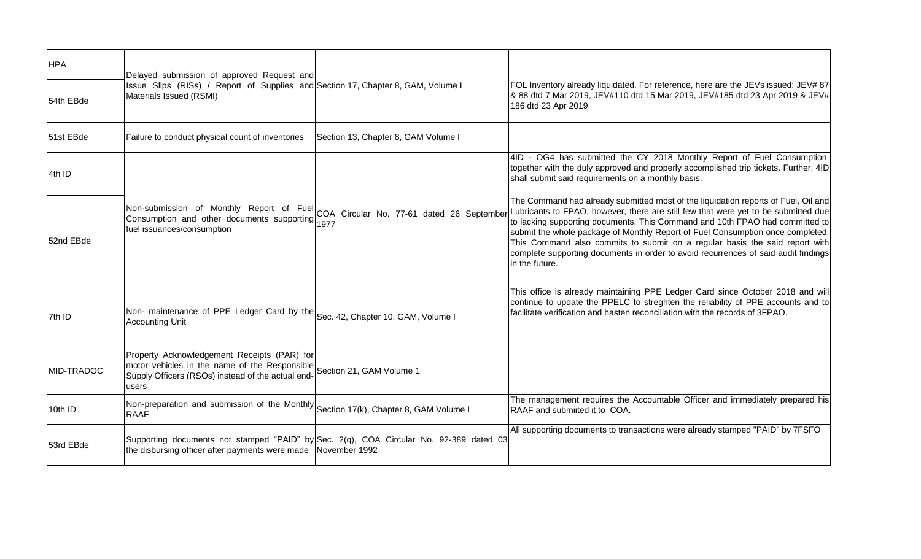| | | | |
|---|---|---|---|
| HPA | Delayed submission of approved Request and Issue Slips (RISs) / Report of Supplies and Materials Issued (RSMI) | Section 17, Chapter 8, GAM, Volume I | |
| 54th EBde | | | FOL Inventory already liquidated. For reference, here are the JEVs issued: JEV# 87 & 88 dtd 7 Mar 2019, JEV#110 dtd 15 Mar 2019, JEV#185 dtd 23 Apr 2019 & JEV# 186 dtd 23 Apr 2019 |
| 51st EBde | Failure to conduct physical count of inventories | Section 13, Chapter 8, GAM Volume I | |
| 4th ID | Non-submission of Monthly Report of Fuel Consumption and other documents supporting fuel issuances/consumption | COA Circular No. 77-61 dated 26 September 1977 | 4ID - OG4 has submitted the CY 2018 Monthly Report of Fuel Consumption, together with the duly approved and properly accomplished trip tickets. Further, 4ID shall submit said requirements on a monthly basis. |
| 52nd EBde | | | The Command had already submitted most of the liquidation reports of Fuel, Oil and Lubricants to FPAO, however, there are still few that were yet to be submitted due to lacking supporting documents. This Command and 10th FPAO had committed to submit the whole package of Monthly Report of Fuel Consumption once completed. This Command also commits to submit on a regular basis the said report with complete supporting documents in order to avoid recurrences of said audit findings in the future. |
| 7th ID | Non- maintenance of PPE Ledger Card by the Accounting Unit | Sec. 42, Chapter 10, GAM, Volume I | This office is already maintaining PPE Ledger Card since October 2018 and will continue to update the PPELC to streghten the reliability of PPE accounts and to facilitate verification and hasten reconciliation with the records of 3FPAO. |
| MID-TRADOC | Property Acknowledgement Receipts (PAR) for motor vehicles in the name of the Responsible Supply Officers (RSOs) instead of the actual end-users | Section 21, GAM Volume 1 | |
| 10th ID | Non-preparation and submission of the Monthly RAAF | Section 17(k), Chapter 8, GAM Volume I | The management requires the Accountable Officer and immediately prepared his RAAF and submiited it to COA. |
| 53rd EBde | Supporting documents not stamped "PAID" by the disbursing officer after payments were made | Sec. 2(q), COA Circular No. 92-389 dated 03 November 1992 | All supporting documents to transactions were already stamped "PAID" by 7FSFO |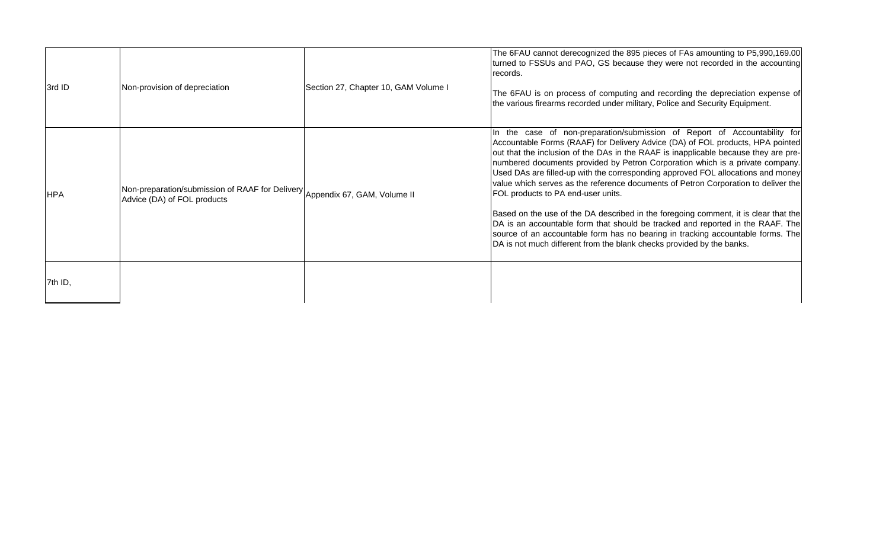| | | | |
|---|---|---|---|
| 3rd ID | Non-provision of depreciation | Section 27, Chapter 10, GAM Volume I | The 6FAU cannot derecognized the 895 pieces of FAs amounting to P5,990,169.00 turned to FSSUs and PAO, GS because they were not recorded in the accounting records.<br><br>The 6FAU is on process of computing and recording the depreciation expense of the various firearms recorded under military, Police and Security Equipment. |
| HPA | Non-preparation/submission of RAAF for Delivery Advice (DA) of FOL products | Appendix 67, GAM, Volume II | In the case of non-preparation/submission of Report of Accountability for Accountable Forms (RAAF) for Delivery Advice (DA) of FOL products, HPA pointed out that the inclusion of the DAs in the RAAF is inapplicable because they are pre-numbered documents provided by Petron Corporation which is a private company. Used DAs are filled-up with the corresponding approved FOL allocations and money value which serves as the reference documents of Petron Corporation to deliver the FOL products to PA end-user units.<br><br>Based on the use of the DA described in the foregoing comment, it is clear that the DA is an accountable form that should be tracked and reported in the RAAF. The source of an accountable form has no bearing in tracking accountable forms. The DA is not much different from the blank checks provided by the banks. |
| 7th ID, | | | |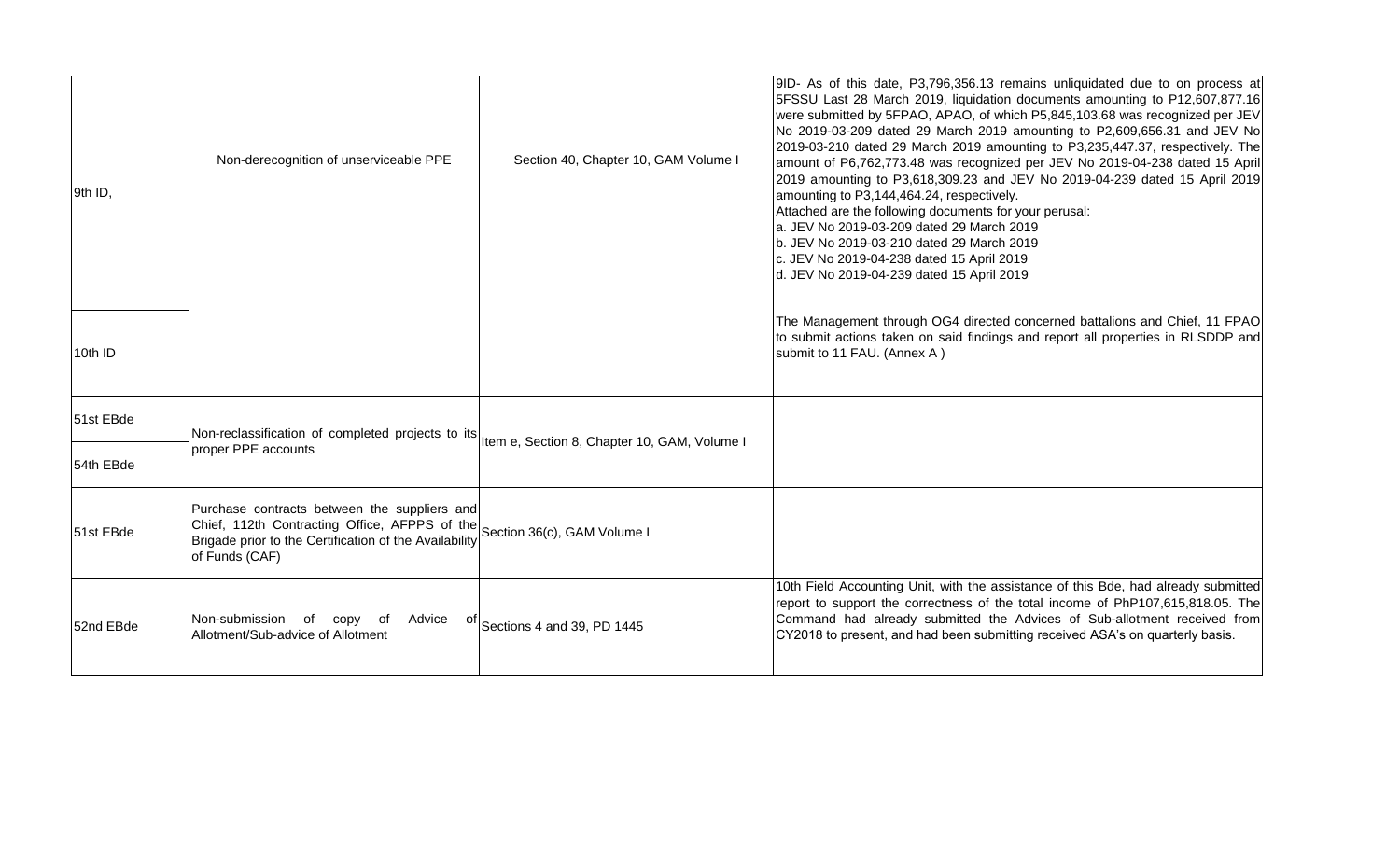| | | | |
|---|---|---|---|
| 9th ID, | Non-derecognition of unserviceable PPE | Section 40, Chapter 10, GAM Volume I | 9ID- As of this date, P3,796,356.13 remains unliquidated due to on process at 5FSSU Last 28 March 2019, liquidation documents amounting to P12,607,877.16 were submitted by 5FPAO, APAO, of which P5,845,103.68 was recognized per JEV No 2019-03-209 dated 29 March 2019 amounting to P2,609,656.31 and JEV No 2019-03-210 dated 29 March 2019 amounting to P3,235,447.37, respectively. The amount of P6,762,773.48 was recognized per JEV No 2019-04-238 dated 15 April 2019 amounting to P3,618,309.23 and JEV No 2019-04-239 dated 15 April 2019 amounting to P3,144,464.24, respectively.<br>Attached are the following documents for your perusal:<br>a. JEV No 2019-03-209 dated 29 March 2019<br>b. JEV No 2019-03-210 dated 29 March 2019<br>c. JEV No 2019-04-238 dated 15 April 2019<br>d. JEV No 2019-04-239 dated 15 April 2019 |
| 10th ID | | | The Management through OG4 directed concerned battalions and Chief, 11 FPAO to submit actions taken on said findings and report all properties in RLSDDP and submit to 11 FAU. (Annex A ) |
| 51st EBde | Non-reclassification of completed projects to its proper PPE accounts | Item e, Section 8, Chapter 10, GAM, Volume I | |
| 54th EBde | | | |
| 51st EBde | Purchase contracts between the suppliers and Chief, 112th Contracting Office, AFPPS of the Brigade prior to the Certification of the Availability of Funds (CAF) | Section 36(c), GAM Volume I | |
| 52nd EBde | Non-submission of copy of Advice of Allotment/Sub-advice of Allotment | Sections 4 and 39, PD 1445 | 10th Field Accounting Unit, with the assistance of this Bde, had already submitted report to support the correctness of the total income of PhP107,615,818.05. The Command had already submitted the Advices of Sub-allotment received from CY2018 to present, and had been submitting received ASA's on quarterly basis. |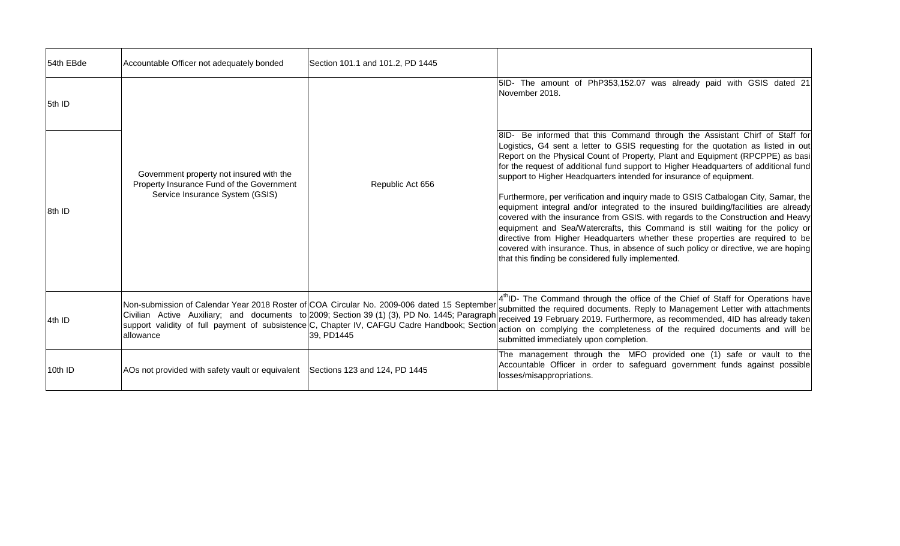| | | | |
|---|---|---|---|
| 54th EBde | Accountable Officer not adequately bonded | Section 101.1 and 101.2, PD 1445 | |
| 5th ID | Government property not insured with the Property Insurance Fund of the Government Service Insurance System (GSIS) | Republic Act 656 | 5ID- The amount of PhP353,152.07 was already paid with GSIS dated 21 November 2018. |
| 8th ID | | | 8ID- Be informed that this Command through the Assistant Chirf of Staff for Logistics, G4 sent a letter to GSIS requesting for the quotation as listed in out Report on the Physical Count of Property, Plant and Equipment (RPCPPE) as basi for the request of additional fund support to Higher Headquarters of additional fund support to Higher Headquarters intended for insurance of equipment.<br><br>Furthermore, per verification and inquiry made to GSIS Catbalogan City, Samar, the equipment integral and/or integrated to the insured building/facilities are already covered with the insurance from GSIS. with regards to the Construction and Heavy equipment and Sea/Watercrafts, this Command is still waiting for the policy or directive from Higher Headquarters whether these properties are required to be covered with insurance. Thus, in absence of such policy or directive, we are hoping that this finding be considered fully implemented. |
| 4th ID | Non-submission of Calendar Year 2018 Roster of Civilian Active Auxiliary; and documents to support validity of full payment of subsistence allowance | COA Circular No. 2009-006 dated 15 September 2009; Section 39 (1) (3), PD No. 1445; Paragraph C, Chapter IV, CAFGU Cadre Handbook; Section 39, PD1445 | 4thID- The Command through the office of the Chief of Staff for Operations have submitted the required documents. Reply to Management Letter with attachments received 19 February 2019. Furthermore, as recommended, 4ID has already taken action on complying the completeness of the required documents and will be submitted immediately upon completion. |
| 10th ID | AOs not provided with safety vault or equivalent | Sections 123 and 124, PD 1445 | The management through the MFO provided one (1) safe or vault to the Accountable Officer in order to safeguard government funds against possible losses/misappropriations. |